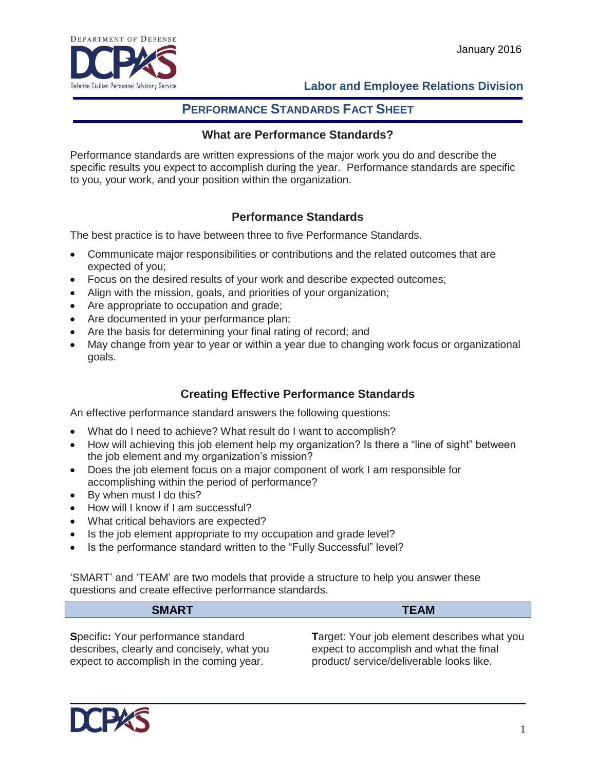Department of Defense
DCPAS
Defense Civilian Personnel Advisory Service

January 2016

**Labor and Employee Relations Division**

# PERFORMANCE STANDARDS FACT SHEET

## What are Performance Standards?

Performance standards are written expressions of the major work you do and describe the specific results you expect to accomplish during the year. Performance standards are specific to you, your work, and your position within the organization.

## Performance Standards

The best practice is to have between three to five Performance Standards.

- Communicate major responsibilities or contributions and the related outcomes that are expected of you;
- Focus on the desired results of your work and describe expected outcomes;
- Align with the mission, goals, and priorities of your organization;
- Are appropriate to occupation and grade;
- Are documented in your performance plan;
- Are the basis for determining your final rating of record; and
- May change from year to year or within a year due to changing work focus or organizational goals.

## Creating Effective Performance Standards

An effective performance standard answers the following questions:

- What do I need to achieve? What result do I want to accomplish?
- How will achieving this job element help my organization? Is there a "line of sight" between the job element and my organization's mission?
- Does the job element focus on a major component of work I am responsible for accomplishing within the period of performance?
- By when must I do this?
- How will I know if I am successful?
- What critical behaviors are expected?
- Is the job element appropriate to my occupation and grade level?
- Is the performance standard written to the "Fully Successful" level?

'SMART' and 'TEAM' are two models that provide a structure to help you answer these questions and create effective performance standards.

| SMART | TEAM |
|---|---|
| **S**pecific**:** Your performance standard describes, clearly and concisely, what you expect to accomplish in the coming year. | **T**arget: Your job element describes what you expect to accomplish and what the final product/ service/deliverable looks like. |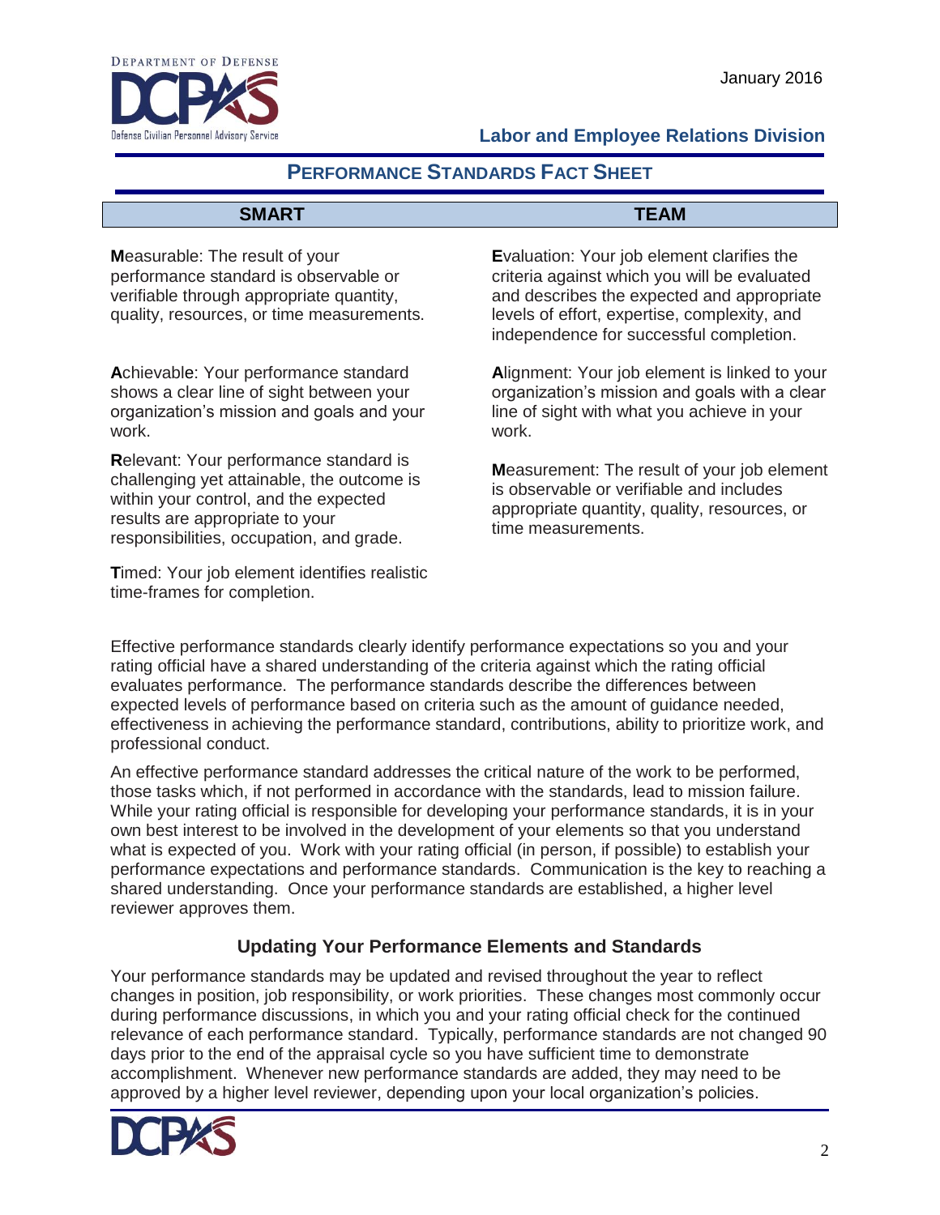## PERFORMANCE STANDARDS FACT SHEET

| SMART | TEAM |
|---|---|
| **M**easurable: The result of your performance standard is observable or verifiable through appropriate quantity, quality, resources, or time measurements. | **E**valuation: Your job element clarifies the criteria against which you will be evaluated and describes the expected and appropriate levels of effort, expertise, complexity, and independence for successful completion. |
| **A**chievable: Your performance standard shows a clear line of sight between your organization's mission and goals and your work. | **A**lignment: Your job element is linked to your organization's mission and goals with a clear line of sight with what you achieve in your work. |
| **R**elevant: Your performance standard is challenging yet attainable, the outcome is within your control, and the expected results are appropriate to your responsibilities, occupation, and grade. | **M**easurement: The result of your job element is observable or verifiable and includes appropriate quantity, quality, resources, or time measurements. |
| **T**imed: Your job element identifies realistic time-frames for completion. | |

Effective performance standards clearly identify performance expectations so you and your rating official have a shared understanding of the criteria against which the rating official evaluates performance. The performance standards describe the differences between expected levels of performance based on criteria such as the amount of guidance needed, effectiveness in achieving the performance standard, contributions, ability to prioritize work, and professional conduct.

An effective performance standard addresses the critical nature of the work to be performed, those tasks which, if not performed in accordance with the standards, lead to mission failure. While your rating official is responsible for developing your performance standards, it is in your own best interest to be involved in the development of your elements so that you understand what is expected of you. Work with your rating official (in person, if possible) to establish your performance expectations and performance standards. Communication is the key to reaching a shared understanding. Once your performance standards are established, a higher level reviewer approves them.

### Updating Your Performance Elements and Standards

Your performance standards may be updated and revised throughout the year to reflect changes in position, job responsibility, or work priorities. These changes most commonly occur during performance discussions, in which you and your rating official check for the continued relevance of each performance standard. Typically, performance standards are not changed 90 days prior to the end of the appraisal cycle so you have sufficient time to demonstrate accomplishment. Whenever new performance standards are added, they may need to be approved by a higher level reviewer, depending upon your local organization's policies.